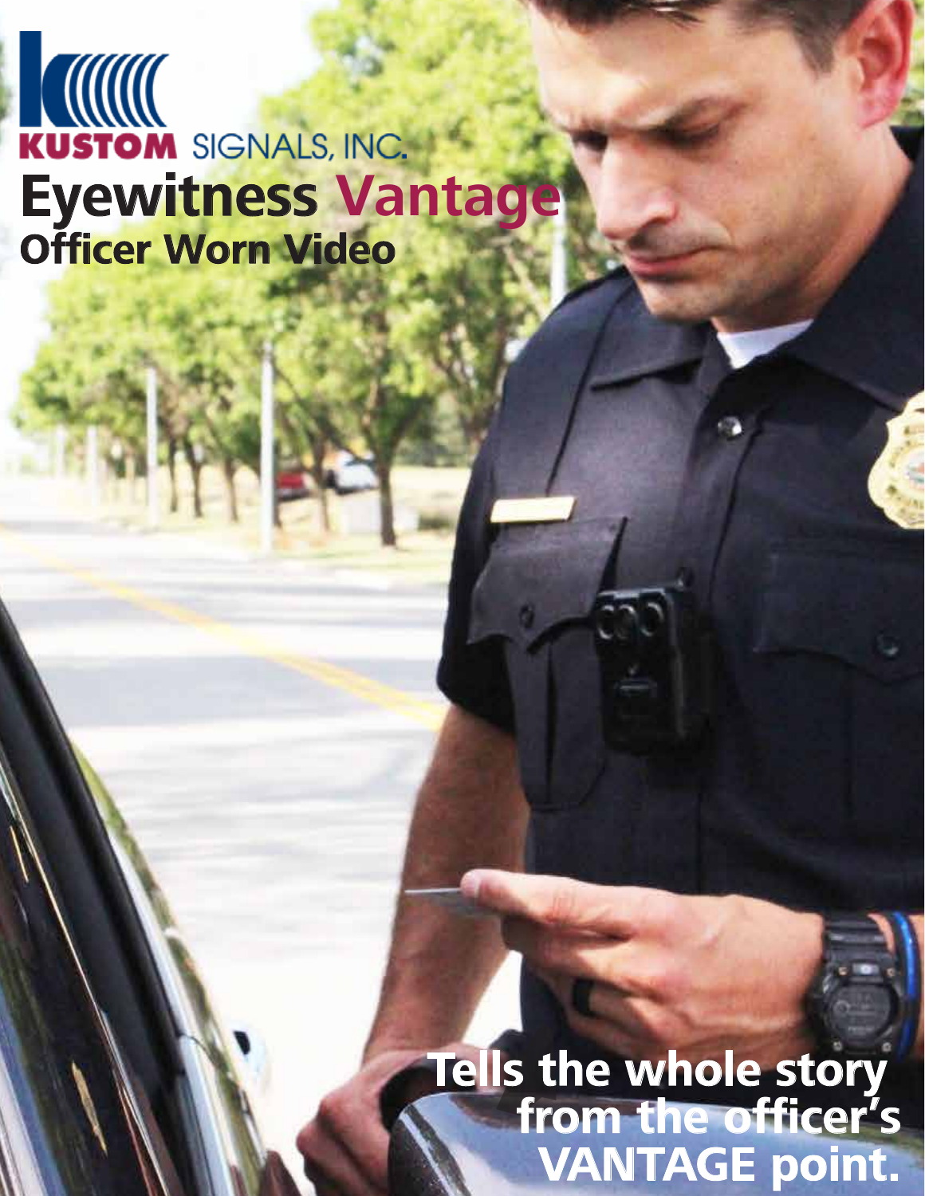KUSTOM SIGNALS, INC.

# Eyewitness Vantage

## Officer Worn Video

**Tells the whole story from the officer's VANTAGE point.**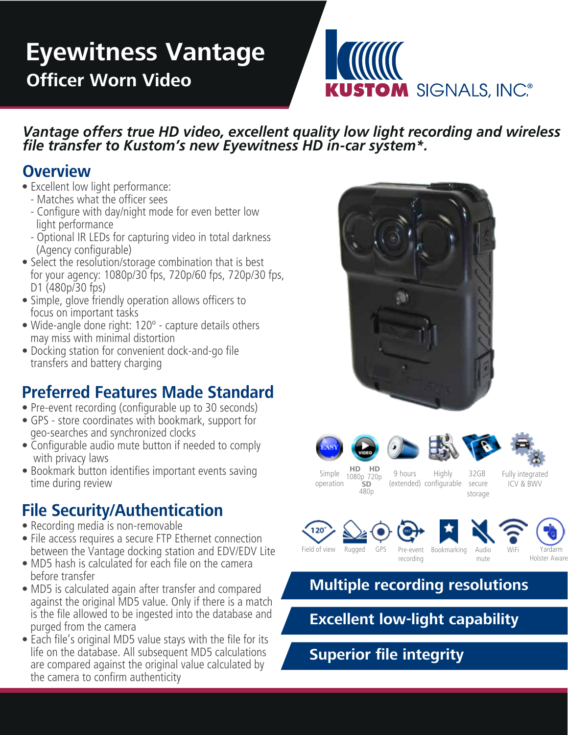# Eyewitness Vantage

## Officer Worn Video

KUSTOM SIGNALS, INC.®

***Vantage offers true HD video, excellent quality low light recording and wireless file transfer to Kustom's new Eyewitness HD in-car system\*.***

## Overview

- Excellent low light performance:
  - Matches what the officer sees
  - Configure with day/night mode for even better low light performance
  - Optional IR LEDs for capturing video in total darkness (Agency configurable)
- Select the resolution/storage combination that is best for your agency: 1080p/30 fps, 720p/60 fps, 720p/30 fps, D1 (480p/30 fps)
- Simple, glove friendly operation allows officers to focus on important tasks
- Wide-angle done right: 120º - capture details others may miss with minimal distortion
- Docking station for convenient dock-and-go file transfers and battery charging

## Preferred Features Made Standard

- Pre-event recording (configurable up to 30 seconds)
- GPS - store coordinates with bookmark, support for geo-searches and synchronized clocks
- Configurable audio mute button if needed to comply with privacy laws
- Bookmark button identifies important events saving time during review

## File Security/Authentication

- Recording media is non-removable
- File access requires a secure FTP Ethernet connection between the Vantage docking station and EDV/EDV Lite
- MD5 hash is calculated for each file on the camera before transfer
- MD5 is calculated again after transfer and compared against the original MD5 value. Only if there is a match is the file allowed to be ingested into the database and purged from the camera
- Each file's original MD5 value stays with the file for its life on the database. All subsequent MD5 calculations are compared against the original value calculated by the camera to confirm authenticity

Simple operation | HD 1080p HD 720p SD 480p | 9 hours (extended) | Highly configurable | 32GB secure storage | Fully integrated ICV & BWV

Field of view | Rugged | GPS | Pre-event recording | Bookmarking | Audio mute | WiFi | Yardarm Holster Aware

**Multiple recording resolutions**

**Excellent low-light capability**

**Superior file integrity**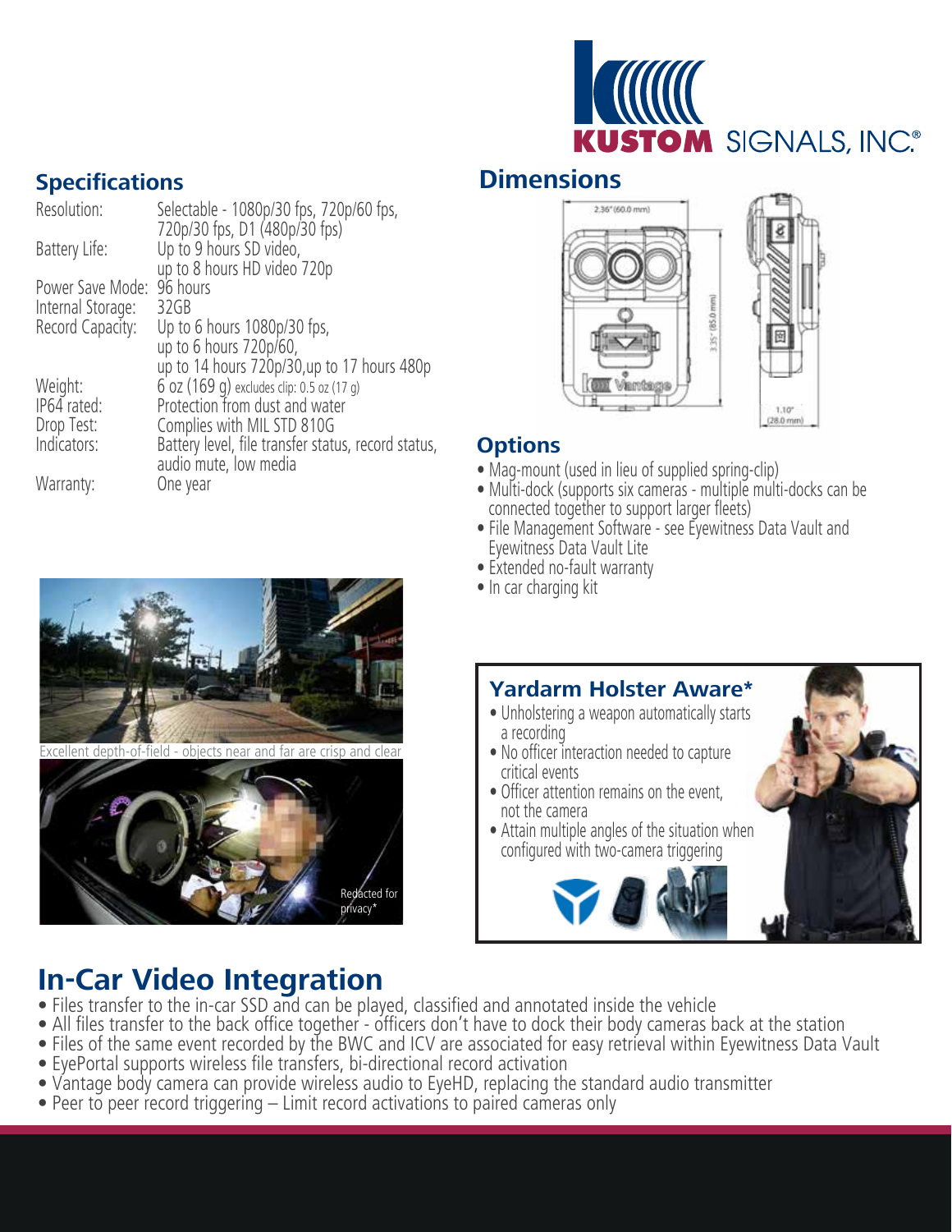## Specifications

| | |
|---|---|
| Resolution: | Selectable - 1080p/30 fps, 720p/60 fps, 720p/30 fps, D1 (480p/30 fps) |
| Battery Life: | Up to 9 hours SD video, up to 8 hours HD video 720p |
| Power Save Mode: | 96 hours |
| Internal Storage: | 32GB |
| Record Capacity: | Up to 6 hours 1080p/30 fps, up to 6 hours 720p/60, up to 14 hours 720p/30,up to 17 hours 480p |
| Weight: | 6 oz (169 g) excludes clip: 0.5 oz (17 g) |
| IP64 rated: | Protection from dust and water |
| Drop Test: | Complies with MIL STD 810G |
| Indicators: | Battery level, file transfer status, record status, audio mute, low media |
| Warranty: | One year |

Excellent depth-of-field - objects near and far are crisp and clear

Redacted for privacy*

## Dimensions

2.36" (60.0 mm)

3.35" (85.0 mm)

1.10" (28.0 mm)

## Options

- Mag-mount (used in lieu of supplied spring-clip)
- Multi-dock (supports six cameras - multiple multi-docks can be connected together to support larger fleets)
- File Management Software - see Eyewitness Data Vault and Eyewitness Data Vault Lite
- Extended no-fault warranty
- In car charging kit

### Yardarm Holster Aware*

- Unholstering a weapon automatically starts a recording
- No officer interaction needed to capture critical events
- Officer attention remains on the event, not the camera
- Attain multiple angles of the situation when configured with two-camera triggering

# In-Car Video Integration

- Files transfer to the in-car SSD and can be played, classified and annotated inside the vehicle
- All files transfer to the back office together - officers don't have to dock their body cameras back at the station
- Files of the same event recorded by the BWC and ICV are associated for easy retrieval within Eyewitness Data Vault
- EyePortal supports wireless file transfers, bi-directional record activation
- Vantage body camera can provide wireless audio to EyeHD, replacing the standard audio transmitter
- Peer to peer record triggering – Limit record activations to paired cameras only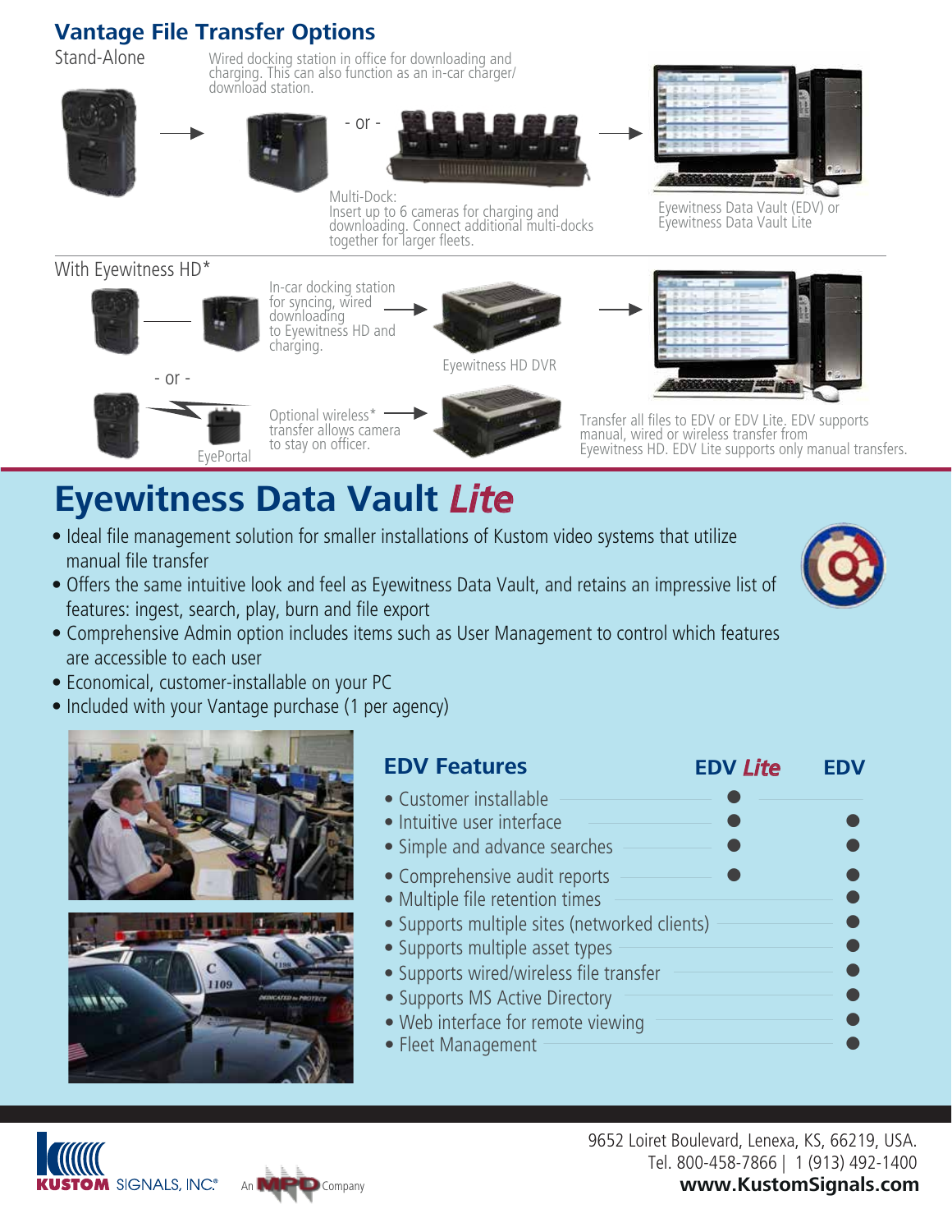## Vantage File Transfer Options

### Stand-Alone

Wired docking station in office for downloading and charging. This can also function as an in-car charger/ download station.

- or -

Multi-Dock:
Insert up to 6 cameras for charging and downloading. Connect additional multi-docks together for larger fleets.

Eyewitness Data Vault (EDV) or Eyewitness Data Vault Lite

### With Eyewitness HD*

In-car docking station for syncing, wired downloading to Eyewitness HD and charging.

Eyewitness HD DVR

- or -

EyePortal

Optional wireless* transfer allows camera to stay on officer.

Transfer all files to EDV or EDV Lite. EDV supports manual, wired or wireless transfer from Eyewitness HD. EDV Lite supports only manual transfers.

# Eyewitness Data Vault *Lite*

- Ideal file management solution for smaller installations of Kustom video systems that utilize manual file transfer
- Offers the same intuitive look and feel as Eyewitness Data Vault, and retains an impressive list of features: ingest, search, play, burn and file export
- Comprehensive Admin option includes items such as User Management to control which features are accessible to each user
- Economical, customer-installable on your PC
- Included with your Vantage purchase (1 per agency)

| EDV Features | EDV *Lite* | EDV |
|---|---|---|
| Customer installable | ● | |
| Intuitive user interface | ● | ● |
| Simple and advance searches | ● | ● |
| Comprehensive audit reports | ● | ● |
| Multiple file retention times | | ● |
| Supports multiple sites (networked clients) | | ● |
| Supports multiple asset types | | ● |
| Supports wired/wireless file transfer | | ● |
| Supports MS Active Directory | | ● |
| Web interface for remote viewing | | ● |
| Fleet Management | | ● |

KUSTOM SIGNALS, INC.® An MPD Company

9652 Loiret Boulevard, Lenexa, KS, 66219, USA.
Tel. 800-458-7866 | 1 (913) 492-1400
**www.KustomSignals.com**